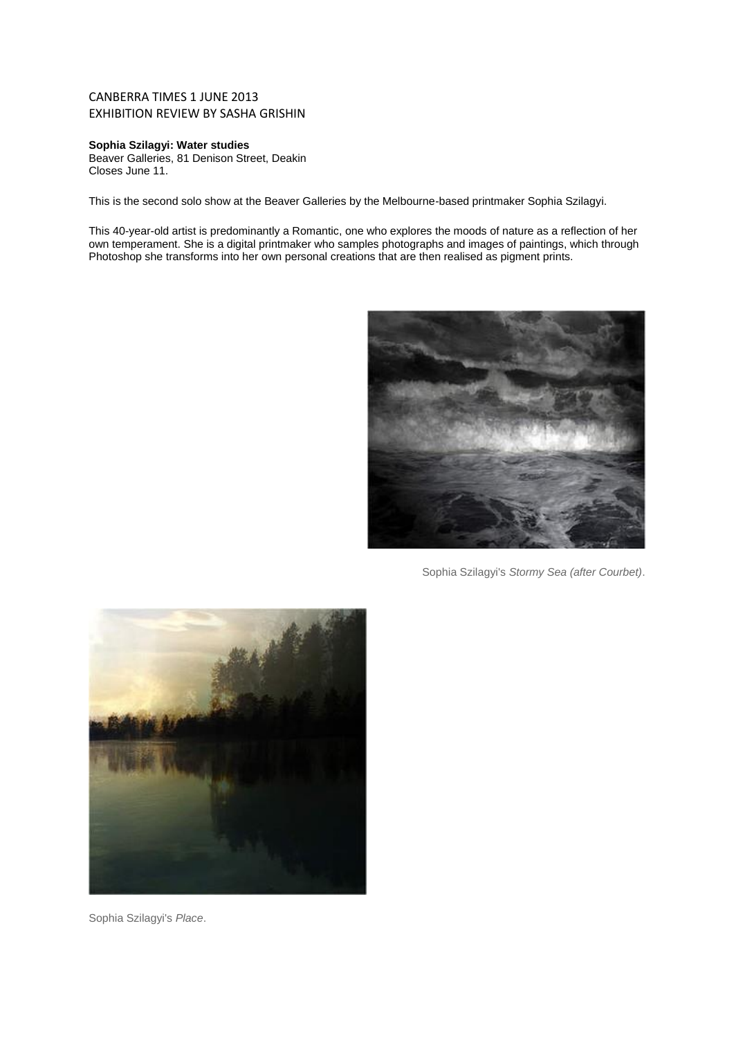CANBERRA TIMES 1 JUNE 2013
EXHIBITION REVIEW BY SASHA GRISHIN

**Sophia Szilagyi: Water studies**
Beaver Galleries, 81 Denison Street, Deakin
Closes June 11.

This is the second solo show at the Beaver Galleries by the Melbourne-based printmaker Sophia Szilagyi.

This 40-year-old artist is predominantly a Romantic, one who explores the moods of nature as a reflection of her own temperament. She is a digital printmaker who samples photographs and images of paintings, which through Photoshop she transforms into her own personal creations that are then realised as pigment prints.

Sophia Szilagyi's *Stormy Sea (after Courbet)*.

Sophia Szilagyi's *Place*.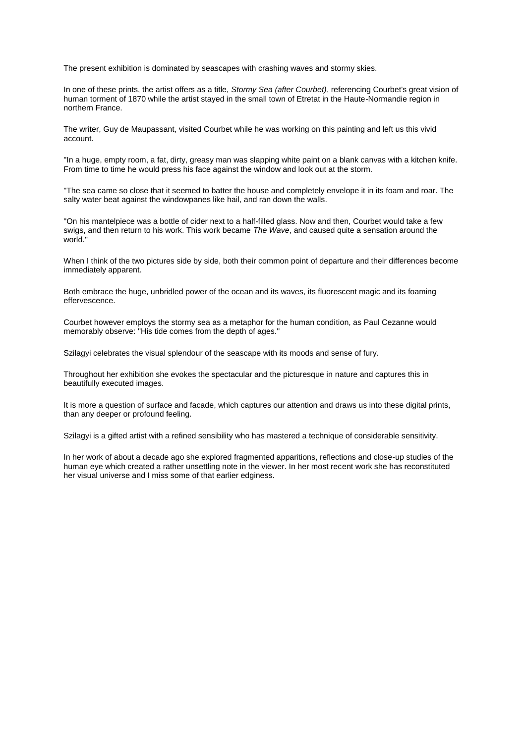The present exhibition is dominated by seascapes with crashing waves and stormy skies.

In one of these prints, the artist offers as a title, *Stormy Sea (after Courbet)*, referencing Courbet's great vision of human torment of 1870 while the artist stayed in the small town of Etretat in the Haute-Normandie region in northern France.

The writer, Guy de Maupassant, visited Courbet while he was working on this painting and left us this vivid account.

"In a huge, empty room, a fat, dirty, greasy man was slapping white paint on a blank canvas with a kitchen knife. From time to time he would press his face against the window and look out at the storm.

"The sea came so close that it seemed to batter the house and completely envelope it in its foam and roar. The salty water beat against the windowpanes like hail, and ran down the walls.

"On his mantelpiece was a bottle of cider next to a half-filled glass. Now and then, Courbet would take a few swigs, and then return to his work. This work became *The Wave*, and caused quite a sensation around the world."

When I think of the two pictures side by side, both their common point of departure and their differences become immediately apparent.

Both embrace the huge, unbridled power of the ocean and its waves, its fluorescent magic and its foaming effervescence.

Courbet however employs the stormy sea as a metaphor for the human condition, as Paul Cezanne would memorably observe: "His tide comes from the depth of ages."

Szilagyi celebrates the visual splendour of the seascape with its moods and sense of fury.

Throughout her exhibition she evokes the spectacular and the picturesque in nature and captures this in beautifully executed images.

It is more a question of surface and facade, which captures our attention and draws us into these digital prints, than any deeper or profound feeling.

Szilagyi is a gifted artist with a refined sensibility who has mastered a technique of considerable sensitivity.

In her work of about a decade ago she explored fragmented apparitions, reflections and close-up studies of the human eye which created a rather unsettling note in the viewer. In her most recent work she has reconstituted her visual universe and I miss some of that earlier edginess.